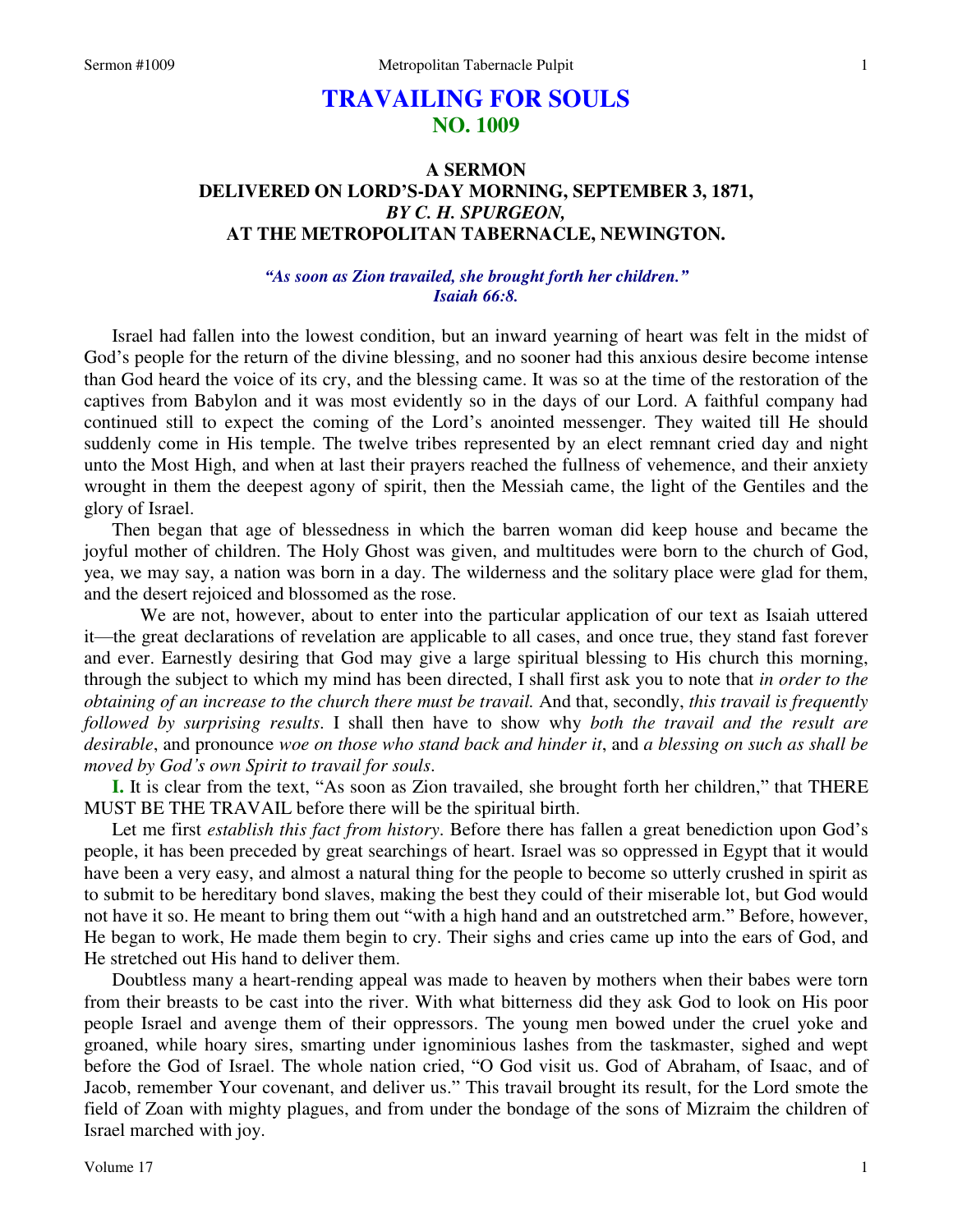# TRAVAILING FOR SOULS
## NO. 1009

### A SERMON
### DELIVERED ON LORD'S-DAY MORNING, SEPTEMBER 3, 1871,
### *BY C. H. SPURGEON,*
### AT THE METROPOLITAN TABERNACLE, NEWINGTON.

*"As soon as Zion travailed, she brought forth her children."*
*Isaiah 66:8.*

Israel had fallen into the lowest condition, but an inward yearning of heart was felt in the midst of God's people for the return of the divine blessing, and no sooner had this anxious desire become intense than God heard the voice of its cry, and the blessing came. It was so at the time of the restoration of the captives from Babylon and it was most evidently so in the days of our Lord. A faithful company had continued still to expect the coming of the Lord's anointed messenger. They waited till He should suddenly come in His temple. The twelve tribes represented by an elect remnant cried day and night unto the Most High, and when at last their prayers reached the fullness of vehemence, and their anxiety wrought in them the deepest agony of spirit, then the Messiah came, the light of the Gentiles and the glory of Israel.

Then began that age of blessedness in which the barren woman did keep house and became the joyful mother of children. The Holy Ghost was given, and multitudes were born to the church of God, yea, we may say, a nation was born in a day. The wilderness and the solitary place were glad for them, and the desert rejoiced and blossomed as the rose.

We are not, however, about to enter into the particular application of our text as Isaiah uttered it—the great declarations of revelation are applicable to all cases, and once true, they stand fast forever and ever. Earnestly desiring that God may give a large spiritual blessing to His church this morning, through the subject to which my mind has been directed, I shall first ask you to note that *in order to the obtaining of an increase to the church there must be travail.* And that, secondly, *this travail is frequently followed by surprising results*. I shall then have to show why *both the travail and the result are desirable*, and pronounce *woe on those who stand back and hinder it*, and *a blessing on such as shall be moved by God's own Spirit to travail for souls*.

**I.** It is clear from the text, "As soon as Zion travailed, she brought forth her children," that THERE MUST BE THE TRAVAIL before there will be the spiritual birth.

Let me first *establish this fact from history*. Before there has fallen a great benediction upon God's people, it has been preceded by great searchings of heart. Israel was so oppressed in Egypt that it would have been a very easy, and almost a natural thing for the people to become so utterly crushed in spirit as to submit to be hereditary bond slaves, making the best they could of their miserable lot, but God would not have it so. He meant to bring them out "with a high hand and an outstretched arm." Before, however, He began to work, He made them begin to cry. Their sighs and cries came up into the ears of God, and He stretched out His hand to deliver them.

Doubtless many a heart-rending appeal was made to heaven by mothers when their babes were torn from their breasts to be cast into the river. With what bitterness did they ask God to look on His poor people Israel and avenge them of their oppressors. The young men bowed under the cruel yoke and groaned, while hoary sires, smarting under ignominious lashes from the taskmaster, sighed and wept before the God of Israel. The whole nation cried, "O God visit us. God of Abraham, of Isaac, and of Jacob, remember Your covenant, and deliver us." This travail brought its result, for the Lord smote the field of Zoan with mighty plagues, and from under the bondage of the sons of Mizraim the children of Israel marched with joy.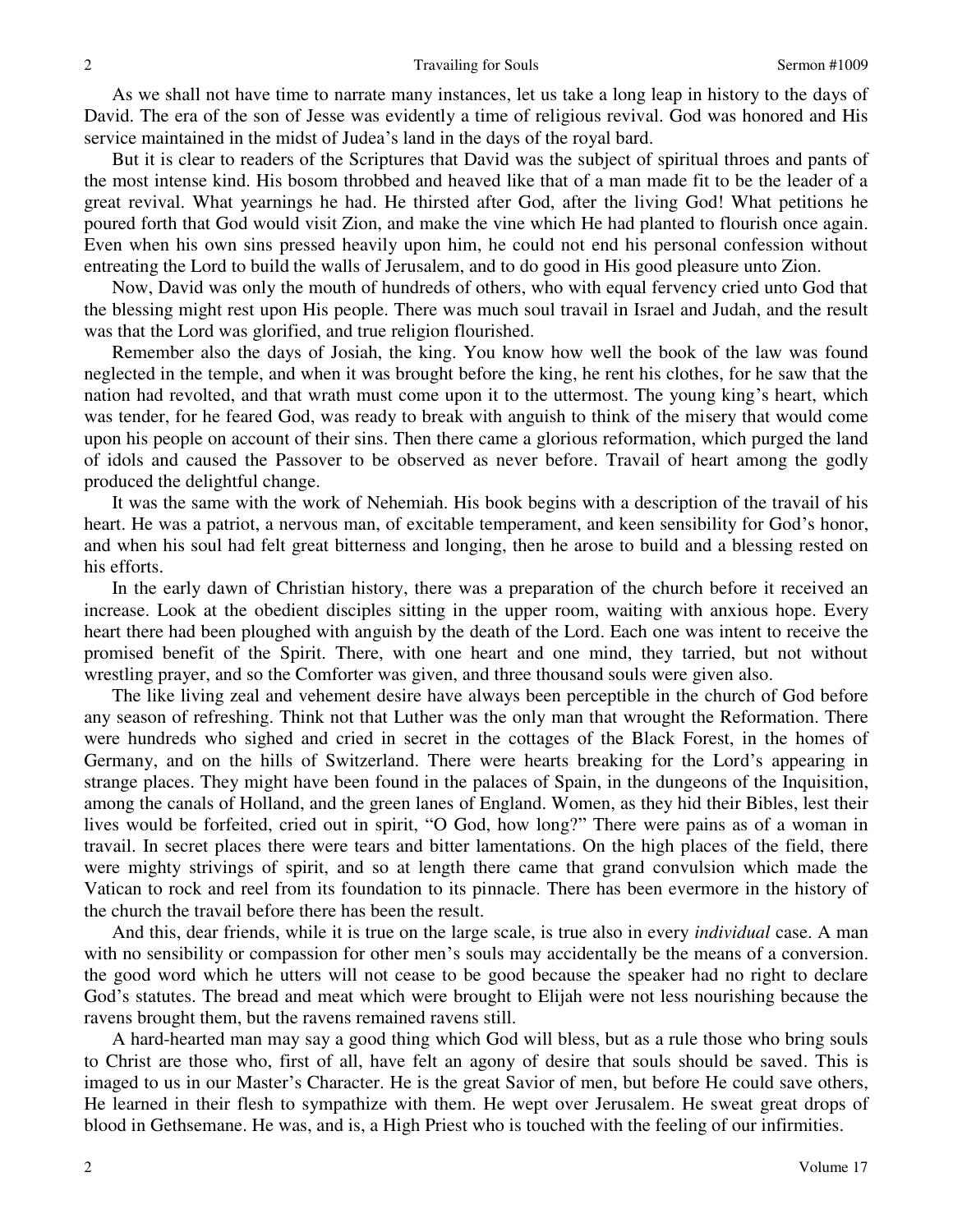As we shall not have time to narrate many instances, let us take a long leap in history to the days of David. The era of the son of Jesse was evidently a time of religious revival. God was honored and His service maintained in the midst of Judea's land in the days of the royal bard.

But it is clear to readers of the Scriptures that David was the subject of spiritual throes and pants of the most intense kind. His bosom throbbed and heaved like that of a man made fit to be the leader of a great revival. What yearnings he had. He thirsted after God, after the living God! What petitions he poured forth that God would visit Zion, and make the vine which He had planted to flourish once again. Even when his own sins pressed heavily upon him, he could not end his personal confession without entreating the Lord to build the walls of Jerusalem, and to do good in His good pleasure unto Zion.

Now, David was only the mouth of hundreds of others, who with equal fervency cried unto God that the blessing might rest upon His people. There was much soul travail in Israel and Judah, and the result was that the Lord was glorified, and true religion flourished.

Remember also the days of Josiah, the king. You know how well the book of the law was found neglected in the temple, and when it was brought before the king, he rent his clothes, for he saw that the nation had revolted, and that wrath must come upon it to the uttermost. The young king's heart, which was tender, for he feared God, was ready to break with anguish to think of the misery that would come upon his people on account of their sins. Then there came a glorious reformation, which purged the land of idols and caused the Passover to be observed as never before. Travail of heart among the godly produced the delightful change.

It was the same with the work of Nehemiah. His book begins with a description of the travail of his heart. He was a patriot, a nervous man, of excitable temperament, and keen sensibility for God's honor, and when his soul had felt great bitterness and longing, then he arose to build and a blessing rested on his efforts.

In the early dawn of Christian history, there was a preparation of the church before it received an increase. Look at the obedient disciples sitting in the upper room, waiting with anxious hope. Every heart there had been ploughed with anguish by the death of the Lord. Each one was intent to receive the promised benefit of the Spirit. There, with one heart and one mind, they tarried, but not without wrestling prayer, and so the Comforter was given, and three thousand souls were given also.

The like living zeal and vehement desire have always been perceptible in the church of God before any season of refreshing. Think not that Luther was the only man that wrought the Reformation. There were hundreds who sighed and cried in secret in the cottages of the Black Forest, in the homes of Germany, and on the hills of Switzerland. There were hearts breaking for the Lord's appearing in strange places. They might have been found in the palaces of Spain, in the dungeons of the Inquisition, among the canals of Holland, and the green lanes of England. Women, as they hid their Bibles, lest their lives would be forfeited, cried out in spirit, "O God, how long?" There were pains as of a woman in travail. In secret places there were tears and bitter lamentations. On the high places of the field, there were mighty strivings of spirit, and so at length there came that grand convulsion which made the Vatican to rock and reel from its foundation to its pinnacle. There has been evermore in the history of the church the travail before there has been the result.

And this, dear friends, while it is true on the large scale, is true also in every *individual* case. A man with no sensibility or compassion for other men's souls may accidentally be the means of a conversion. the good word which he utters will not cease to be good because the speaker had no right to declare God's statutes. The bread and meat which were brought to Elijah were not less nourishing because the ravens brought them, but the ravens remained ravens still.

A hard-hearted man may say a good thing which God will bless, but as a rule those who bring souls to Christ are those who, first of all, have felt an agony of desire that souls should be saved. This is imaged to us in our Master's Character. He is the great Savior of men, but before He could save others, He learned in their flesh to sympathize with them. He wept over Jerusalem. He sweat great drops of blood in Gethsemane. He was, and is, a High Priest who is touched with the feeling of our infirmities.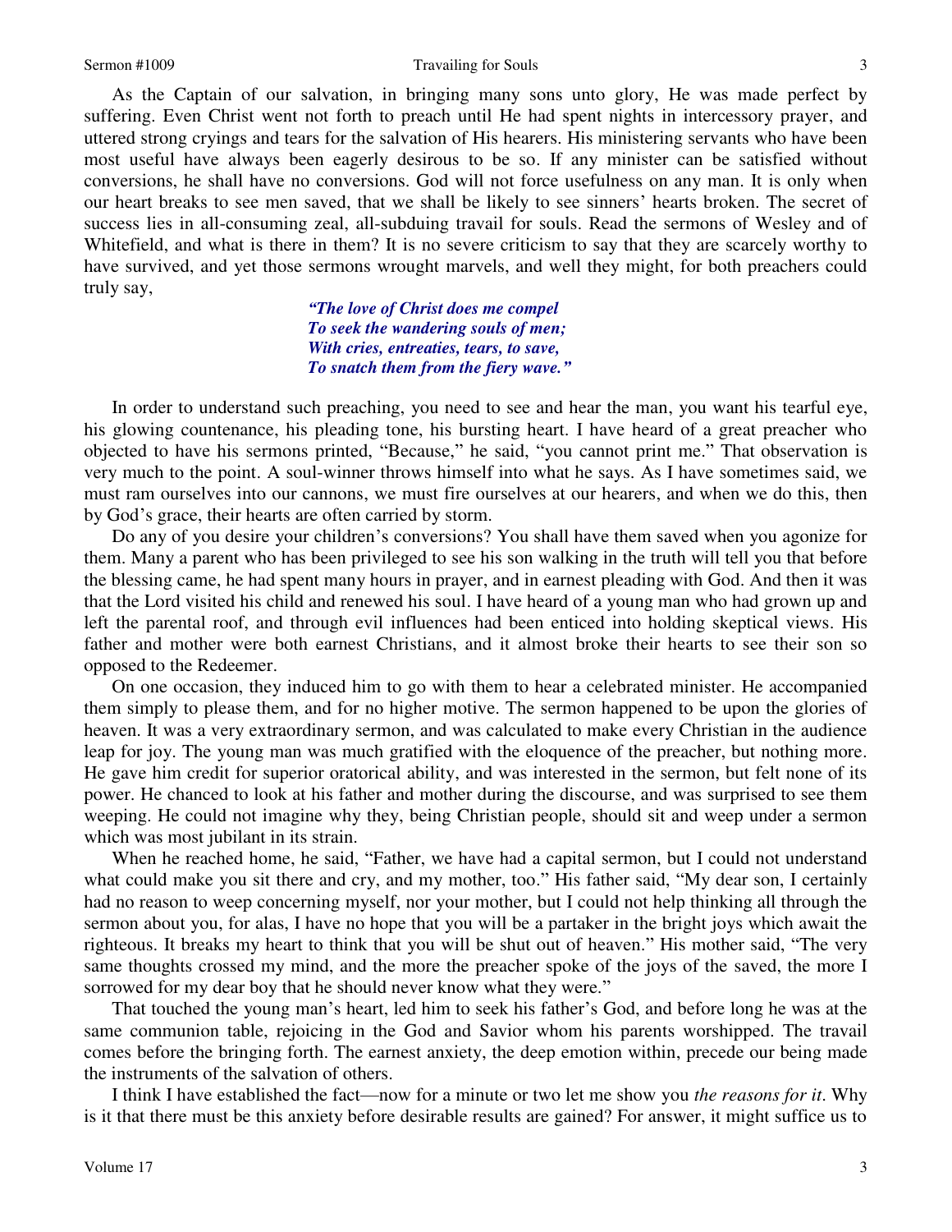As the Captain of our salvation, in bringing many sons unto glory, He was made perfect by suffering. Even Christ went not forth to preach until He had spent nights in intercessory prayer, and uttered strong cryings and tears for the salvation of His hearers. His ministering servants who have been most useful have always been eagerly desirous to be so. If any minister can be satisfied without conversions, he shall have no conversions. God will not force usefulness on any man. It is only when our heart breaks to see men saved, that we shall be likely to see sinners' hearts broken. The secret of success lies in all-consuming zeal, all-subduing travail for souls. Read the sermons of Wesley and of Whitefield, and what is there in them? It is no severe criticism to say that they are scarcely worthy to have survived, and yet those sermons wrought marvels, and well they might, for both preachers could truly say,

> *"The love of Christ does me compel*
> *To seek the wandering souls of men;*
> *With cries, entreaties, tears, to save,*
> *To snatch them from the fiery wave."*

In order to understand such preaching, you need to see and hear the man, you want his tearful eye, his glowing countenance, his pleading tone, his bursting heart. I have heard of a great preacher who objected to have his sermons printed, "Because," he said, "you cannot print me." That observation is very much to the point. A soul-winner throws himself into what he says. As I have sometimes said, we must ram ourselves into our cannons, we must fire ourselves at our hearers, and when we do this, then by God's grace, their hearts are often carried by storm.

Do any of you desire your children's conversions? You shall have them saved when you agonize for them. Many a parent who has been privileged to see his son walking in the truth will tell you that before the blessing came, he had spent many hours in prayer, and in earnest pleading with God. And then it was that the Lord visited his child and renewed his soul. I have heard of a young man who had grown up and left the parental roof, and through evil influences had been enticed into holding skeptical views. His father and mother were both earnest Christians, and it almost broke their hearts to see their son so opposed to the Redeemer.

On one occasion, they induced him to go with them to hear a celebrated minister. He accompanied them simply to please them, and for no higher motive. The sermon happened to be upon the glories of heaven. It was a very extraordinary sermon, and was calculated to make every Christian in the audience leap for joy. The young man was much gratified with the eloquence of the preacher, but nothing more. He gave him credit for superior oratorical ability, and was interested in the sermon, but felt none of its power. He chanced to look at his father and mother during the discourse, and was surprised to see them weeping. He could not imagine why they, being Christian people, should sit and weep under a sermon which was most jubilant in its strain.

When he reached home, he said, "Father, we have had a capital sermon, but I could not understand what could make you sit there and cry, and my mother, too." His father said, "My dear son, I certainly had no reason to weep concerning myself, nor your mother, but I could not help thinking all through the sermon about you, for alas, I have no hope that you will be a partaker in the bright joys which await the righteous. It breaks my heart to think that you will be shut out of heaven." His mother said, "The very same thoughts crossed my mind, and the more the preacher spoke of the joys of the saved, the more I sorrowed for my dear boy that he should never know what they were."

That touched the young man's heart, led him to seek his father's God, and before long he was at the same communion table, rejoicing in the God and Savior whom his parents worshipped. The travail comes before the bringing forth. The earnest anxiety, the deep emotion within, precede our being made the instruments of the salvation of others.

I think I have established the fact—now for a minute or two let me show you *the reasons for it*. Why is it that there must be this anxiety before desirable results are gained? For answer, it might suffice us to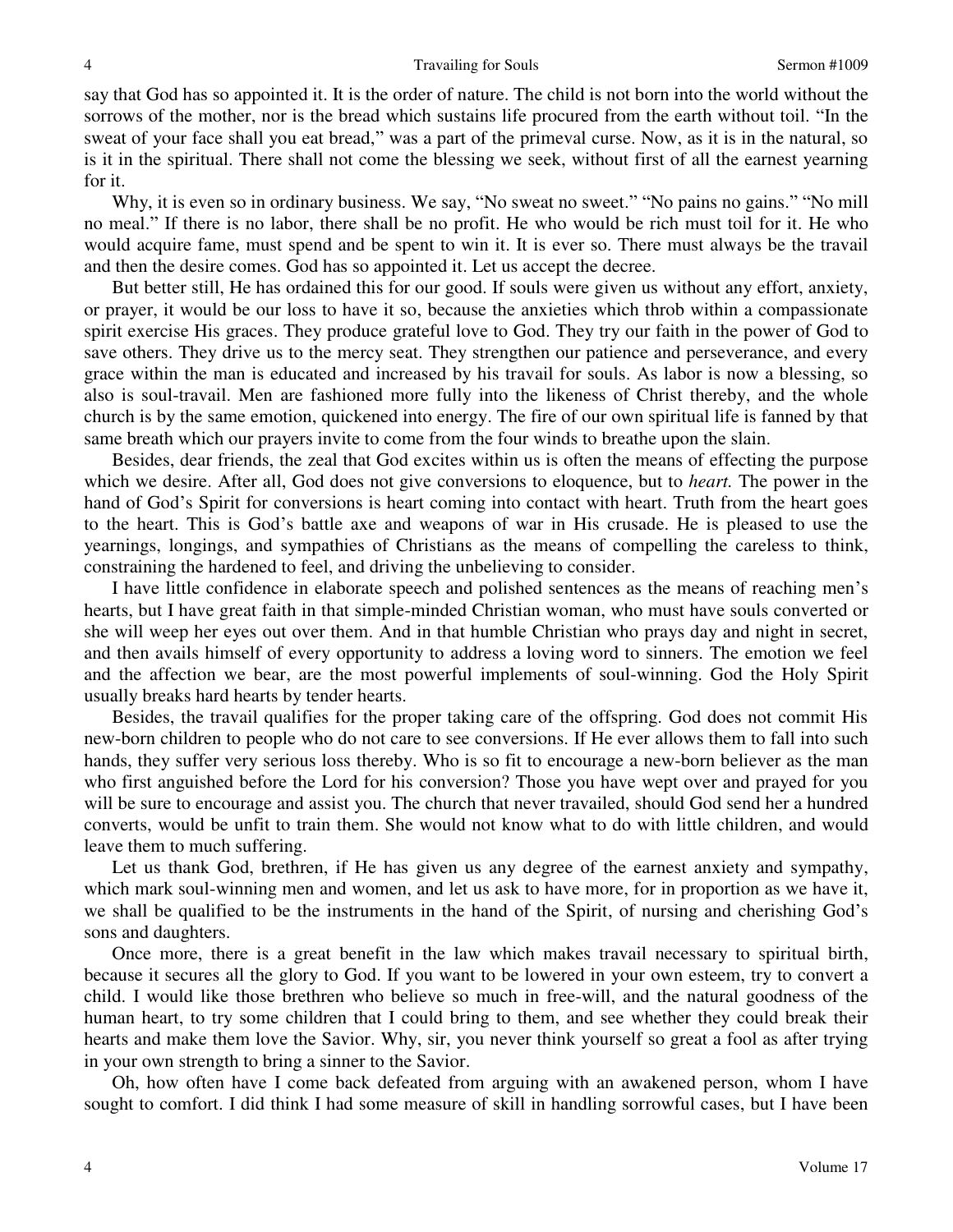say that God has so appointed it. It is the order of nature. The child is not born into the world without the sorrows of the mother, nor is the bread which sustains life procured from the earth without toil. "In the sweat of your face shall you eat bread," was a part of the primeval curse. Now, as it is in the natural, so is it in the spiritual. There shall not come the blessing we seek, without first of all the earnest yearning for it.

Why, it is even so in ordinary business. We say, "No sweat no sweet." "No pains no gains." "No mill no meal." If there is no labor, there shall be no profit. He who would be rich must toil for it. He who would acquire fame, must spend and be spent to win it. It is ever so. There must always be the travail and then the desire comes. God has so appointed it. Let us accept the decree.

But better still, He has ordained this for our good. If souls were given us without any effort, anxiety, or prayer, it would be our loss to have it so, because the anxieties which throb within a compassionate spirit exercise His graces. They produce grateful love to God. They try our faith in the power of God to save others. They drive us to the mercy seat. They strengthen our patience and perseverance, and every grace within the man is educated and increased by his travail for souls. As labor is now a blessing, so also is soul-travail. Men are fashioned more fully into the likeness of Christ thereby, and the whole church is by the same emotion, quickened into energy. The fire of our own spiritual life is fanned by that same breath which our prayers invite to come from the four winds to breathe upon the slain.

Besides, dear friends, the zeal that God excites within us is often the means of effecting the purpose which we desire. After all, God does not give conversions to eloquence, but to *heart.* The power in the hand of God's Spirit for conversions is heart coming into contact with heart. Truth from the heart goes to the heart. This is God's battle axe and weapons of war in His crusade. He is pleased to use the yearnings, longings, and sympathies of Christians as the means of compelling the careless to think, constraining the hardened to feel, and driving the unbelieving to consider.

I have little confidence in elaborate speech and polished sentences as the means of reaching men's hearts, but I have great faith in that simple-minded Christian woman, who must have souls converted or she will weep her eyes out over them. And in that humble Christian who prays day and night in secret, and then avails himself of every opportunity to address a loving word to sinners. The emotion we feel and the affection we bear, are the most powerful implements of soul-winning. God the Holy Spirit usually breaks hard hearts by tender hearts.

Besides, the travail qualifies for the proper taking care of the offspring. God does not commit His new-born children to people who do not care to see conversions. If He ever allows them to fall into such hands, they suffer very serious loss thereby. Who is so fit to encourage a new-born believer as the man who first anguished before the Lord for his conversion? Those you have wept over and prayed for you will be sure to encourage and assist you. The church that never travailed, should God send her a hundred converts, would be unfit to train them. She would not know what to do with little children, and would leave them to much suffering.

Let us thank God, brethren, if He has given us any degree of the earnest anxiety and sympathy, which mark soul-winning men and women, and let us ask to have more, for in proportion as we have it, we shall be qualified to be the instruments in the hand of the Spirit, of nursing and cherishing God's sons and daughters.

Once more, there is a great benefit in the law which makes travail necessary to spiritual birth, because it secures all the glory to God. If you want to be lowered in your own esteem, try to convert a child. I would like those brethren who believe so much in free-will, and the natural goodness of the human heart, to try some children that I could bring to them, and see whether they could break their hearts and make them love the Savior. Why, sir, you never think yourself so great a fool as after trying in your own strength to bring a sinner to the Savior.

Oh, how often have I come back defeated from arguing with an awakened person, whom I have sought to comfort. I did think I had some measure of skill in handling sorrowful cases, but I have been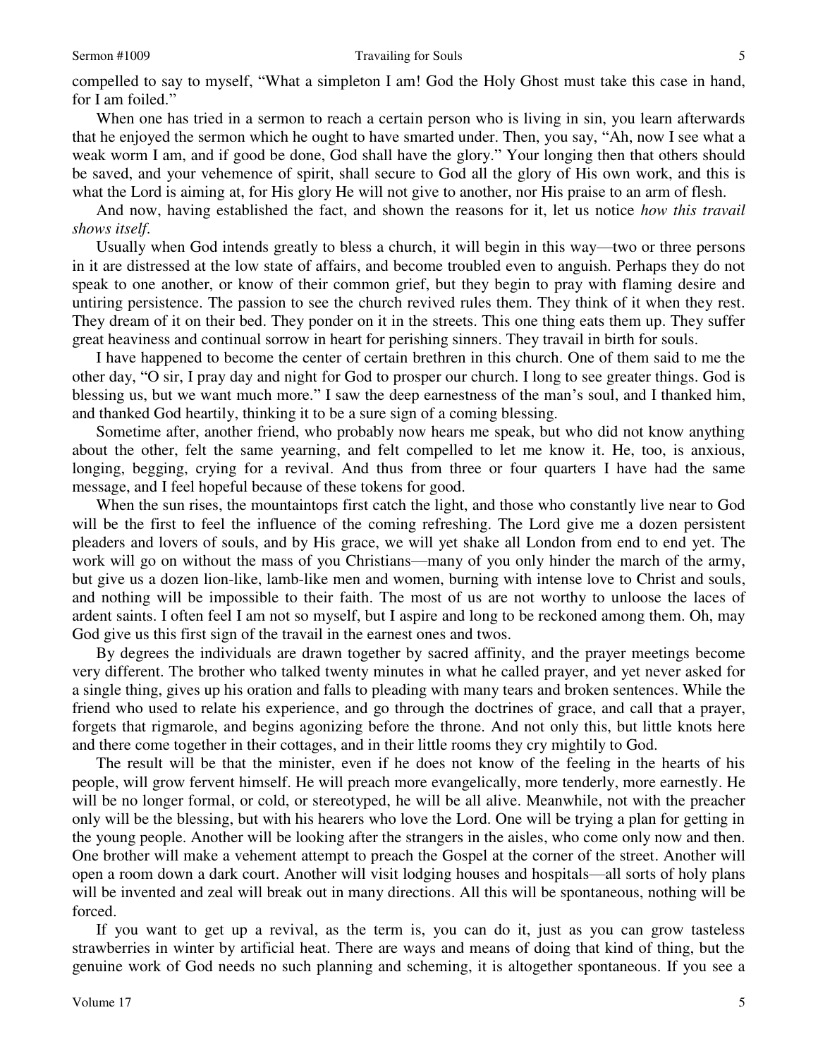compelled to say to myself, "What a simpleton I am! God the Holy Ghost must take this case in hand, for I am foiled."

When one has tried in a sermon to reach a certain person who is living in sin, you learn afterwards that he enjoyed the sermon which he ought to have smarted under. Then, you say, "Ah, now I see what a weak worm I am, and if good be done, God shall have the glory." Your longing then that others should be saved, and your vehemence of spirit, shall secure to God all the glory of His own work, and this is what the Lord is aiming at, for His glory He will not give to another, nor His praise to an arm of flesh.

And now, having established the fact, and shown the reasons for it, let us notice *how this travail shows itself.*

Usually when God intends greatly to bless a church, it will begin in this way—two or three persons in it are distressed at the low state of affairs, and become troubled even to anguish. Perhaps they do not speak to one another, or know of their common grief, but they begin to pray with flaming desire and untiring persistence. The passion to see the church revived rules them. They think of it when they rest. They dream of it on their bed. They ponder on it in the streets. This one thing eats them up. They suffer great heaviness and continual sorrow in heart for perishing sinners. They travail in birth for souls.

I have happened to become the center of certain brethren in this church. One of them said to me the other day, "O sir, I pray day and night for God to prosper our church. I long to see greater things. God is blessing us, but we want much more." I saw the deep earnestness of the man's soul, and I thanked him, and thanked God heartily, thinking it to be a sure sign of a coming blessing.

Sometime after, another friend, who probably now hears me speak, but who did not know anything about the other, felt the same yearning, and felt compelled to let me know it. He, too, is anxious, longing, begging, crying for a revival. And thus from three or four quarters I have had the same message, and I feel hopeful because of these tokens for good.

When the sun rises, the mountaintops first catch the light, and those who constantly live near to God will be the first to feel the influence of the coming refreshing. The Lord give me a dozen persistent pleaders and lovers of souls, and by His grace, we will yet shake all London from end to end yet. The work will go on without the mass of you Christians—many of you only hinder the march of the army, but give us a dozen lion-like, lamb-like men and women, burning with intense love to Christ and souls, and nothing will be impossible to their faith. The most of us are not worthy to unloose the laces of ardent saints. I often feel I am not so myself, but I aspire and long to be reckoned among them. Oh, may God give us this first sign of the travail in the earnest ones and twos.

By degrees the individuals are drawn together by sacred affinity, and the prayer meetings become very different. The brother who talked twenty minutes in what he called prayer, and yet never asked for a single thing, gives up his oration and falls to pleading with many tears and broken sentences. While the friend who used to relate his experience, and go through the doctrines of grace, and call that a prayer, forgets that rigmarole, and begins agonizing before the throne. And not only this, but little knots here and there come together in their cottages, and in their little rooms they cry mightily to God.

The result will be that the minister, even if he does not know of the feeling in the hearts of his people, will grow fervent himself. He will preach more evangelically, more tenderly, more earnestly. He will be no longer formal, or cold, or stereotyped, he will be all alive. Meanwhile, not with the preacher only will be the blessing, but with his hearers who love the Lord. One will be trying a plan for getting in the young people. Another will be looking after the strangers in the aisles, who come only now and then. One brother will make a vehement attempt to preach the Gospel at the corner of the street. Another will open a room down a dark court. Another will visit lodging houses and hospitals—all sorts of holy plans will be invented and zeal will break out in many directions. All this will be spontaneous, nothing will be forced.

If you want to get up a revival, as the term is, you can do it, just as you can grow tasteless strawberries in winter by artificial heat. There are ways and means of doing that kind of thing, but the genuine work of God needs no such planning and scheming, it is altogether spontaneous. If you see a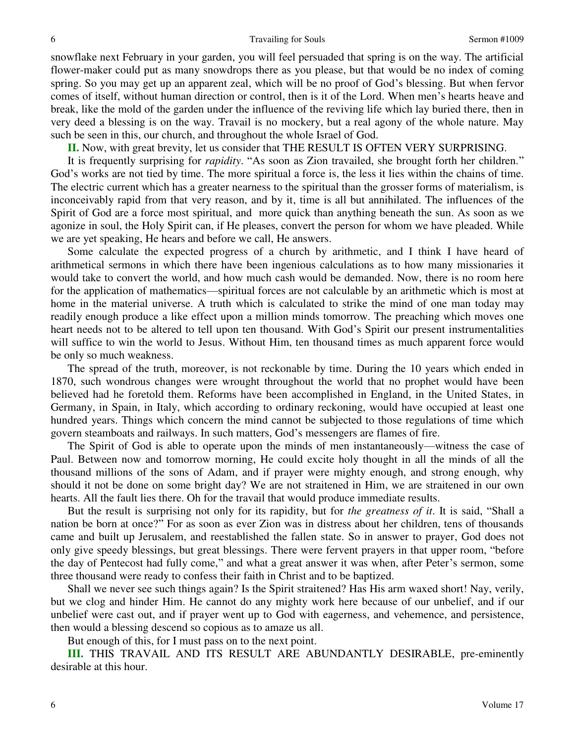snowflake next February in your garden, you will feel persuaded that spring is on the way. The artificial flower-maker could put as many snowdrops there as you please, but that would be no index of coming spring. So you may get up an apparent zeal, which will be no proof of God's blessing. But when fervor comes of itself, without human direction or control, then is it of the Lord. When men's hearts heave and break, like the mold of the garden under the influence of the reviving life which lay buried there, then in very deed a blessing is on the way. Travail is no mockery, but a real agony of the whole nature. May such be seen in this, our church, and throughout the whole Israel of God.

**II.** Now, with great brevity, let us consider that THE RESULT IS OFTEN VERY SURPRISING.

It is frequently surprising for *rapidity*. "As soon as Zion travailed, she brought forth her children." God's works are not tied by time. The more spiritual a force is, the less it lies within the chains of time. The electric current which has a greater nearness to the spiritual than the grosser forms of materialism, is inconceivably rapid from that very reason, and by it, time is all but annihilated. The influences of the Spirit of God are a force most spiritual, and more quick than anything beneath the sun. As soon as we agonize in soul, the Holy Spirit can, if He pleases, convert the person for whom we have pleaded. While we are yet speaking, He hears and before we call, He answers.

Some calculate the expected progress of a church by arithmetic, and I think I have heard of arithmetical sermons in which there have been ingenious calculations as to how many missionaries it would take to convert the world, and how much cash would be demanded. Now, there is no room here for the application of mathematics—spiritual forces are not calculable by an arithmetic which is most at home in the material universe. A truth which is calculated to strike the mind of one man today may readily enough produce a like effect upon a million minds tomorrow. The preaching which moves one heart needs not to be altered to tell upon ten thousand. With God's Spirit our present instrumentalities will suffice to win the world to Jesus. Without Him, ten thousand times as much apparent force would be only so much weakness.

The spread of the truth, moreover, is not reckonable by time. During the 10 years which ended in 1870, such wondrous changes were wrought throughout the world that no prophet would have been believed had he foretold them. Reforms have been accomplished in England, in the United States, in Germany, in Spain, in Italy, which according to ordinary reckoning, would have occupied at least one hundred years. Things which concern the mind cannot be subjected to those regulations of time which govern steamboats and railways. In such matters, God's messengers are flames of fire.

The Spirit of God is able to operate upon the minds of men instantaneously—witness the case of Paul. Between now and tomorrow morning, He could excite holy thought in all the minds of all the thousand millions of the sons of Adam, and if prayer were mighty enough, and strong enough, why should it not be done on some bright day? We are not straitened in Him, we are straitened in our own hearts. All the fault lies there. Oh for the travail that would produce immediate results.

But the result is surprising not only for its rapidity, but for *the greatness of it*. It is said, "Shall a nation be born at once?" For as soon as ever Zion was in distress about her children, tens of thousands came and built up Jerusalem, and reestablished the fallen state. So in answer to prayer, God does not only give speedy blessings, but great blessings. There were fervent prayers in that upper room, "before the day of Pentecost had fully come," and what a great answer it was when, after Peter's sermon, some three thousand were ready to confess their faith in Christ and to be baptized.

Shall we never see such things again? Is the Spirit straitened? Has His arm waxed short! Nay, verily, but we clog and hinder Him. He cannot do any mighty work here because of our unbelief, and if our unbelief were cast out, and if prayer went up to God with eagerness, and vehemence, and persistence, then would a blessing descend so copious as to amaze us all.

But enough of this, for I must pass on to the next point.

**III.** THIS TRAVAIL AND ITS RESULT ARE ABUNDANTLY DESIRABLE, pre-eminently desirable at this hour.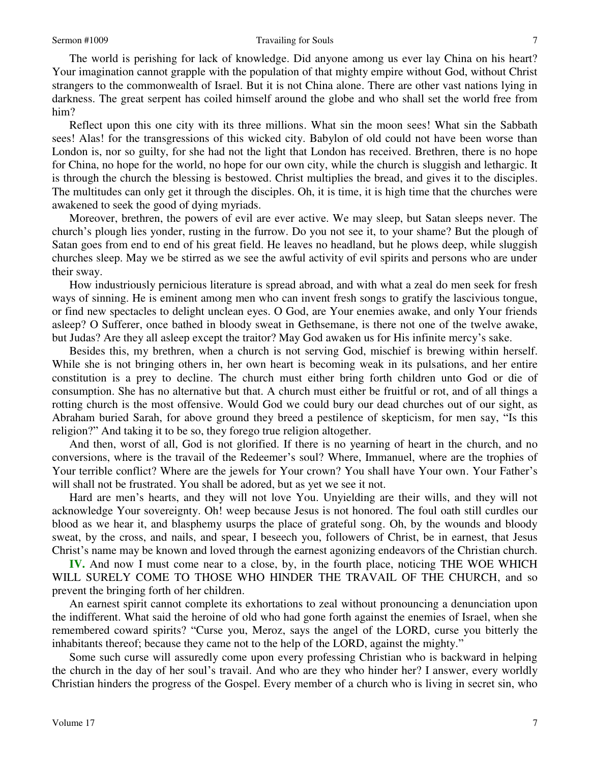The world is perishing for lack of knowledge. Did anyone among us ever lay China on his heart? Your imagination cannot grapple with the population of that mighty empire without God, without Christ strangers to the commonwealth of Israel. But it is not China alone. There are other vast nations lying in darkness. The great serpent has coiled himself around the globe and who shall set the world free from him?

Reflect upon this one city with its three millions. What sin the moon sees! What sin the Sabbath sees! Alas! for the transgressions of this wicked city. Babylon of old could not have been worse than London is, nor so guilty, for she had not the light that London has received. Brethren, there is no hope for China, no hope for the world, no hope for our own city, while the church is sluggish and lethargic. It is through the church the blessing is bestowed. Christ multiplies the bread, and gives it to the disciples. The multitudes can only get it through the disciples. Oh, it is time, it is high time that the churches were awakened to seek the good of dying myriads.

Moreover, brethren, the powers of evil are ever active. We may sleep, but Satan sleeps never. The church's plough lies yonder, rusting in the furrow. Do you not see it, to your shame? But the plough of Satan goes from end to end of his great field. He leaves no headland, but he plows deep, while sluggish churches sleep. May we be stirred as we see the awful activity of evil spirits and persons who are under their sway.

How industriously pernicious literature is spread abroad, and with what a zeal do men seek for fresh ways of sinning. He is eminent among men who can invent fresh songs to gratify the lascivious tongue, or find new spectacles to delight unclean eyes. O God, are Your enemies awake, and only Your friends asleep? O Sufferer, once bathed in bloody sweat in Gethsemane, is there not one of the twelve awake, but Judas? Are they all asleep except the traitor? May God awaken us for His infinite mercy's sake.

Besides this, my brethren, when a church is not serving God, mischief is brewing within herself. While she is not bringing others in, her own heart is becoming weak in its pulsations, and her entire constitution is a prey to decline. The church must either bring forth children unto God or die of consumption. She has no alternative but that. A church must either be fruitful or rot, and of all things a rotting church is the most offensive. Would God we could bury our dead churches out of our sight, as Abraham buried Sarah, for above ground they breed a pestilence of skepticism, for men say, "Is this religion?" And taking it to be so, they forego true religion altogether.

And then, worst of all, God is not glorified. If there is no yearning of heart in the church, and no conversions, where is the travail of the Redeemer's soul? Where, Immanuel, where are the trophies of Your terrible conflict? Where are the jewels for Your crown? You shall have Your own. Your Father's will shall not be frustrated. You shall be adored, but as yet we see it not.

Hard are men's hearts, and they will not love You. Unyielding are their wills, and they will not acknowledge Your sovereignty. Oh! weep because Jesus is not honored. The foul oath still curdles our blood as we hear it, and blasphemy usurps the place of grateful song. Oh, by the wounds and bloody sweat, by the cross, and nails, and spear, I beseech you, followers of Christ, be in earnest, that Jesus Christ's name may be known and loved through the earnest agonizing endeavors of the Christian church.

**IV.** And now I must come near to a close, by, in the fourth place, noticing THE WOE WHICH WILL SURELY COME TO THOSE WHO HINDER THE TRAVAIL OF THE CHURCH, and so prevent the bringing forth of her children.

An earnest spirit cannot complete its exhortations to zeal without pronouncing a denunciation upon the indifferent. What said the heroine of old who had gone forth against the enemies of Israel, when she remembered coward spirits? "Curse you, Meroz, says the angel of the LORD, curse you bitterly the inhabitants thereof; because they came not to the help of the LORD, against the mighty."

Some such curse will assuredly come upon every professing Christian who is backward in helping the church in the day of her soul's travail. And who are they who hinder her? I answer, every worldly Christian hinders the progress of the Gospel. Every member of a church who is living in secret sin, who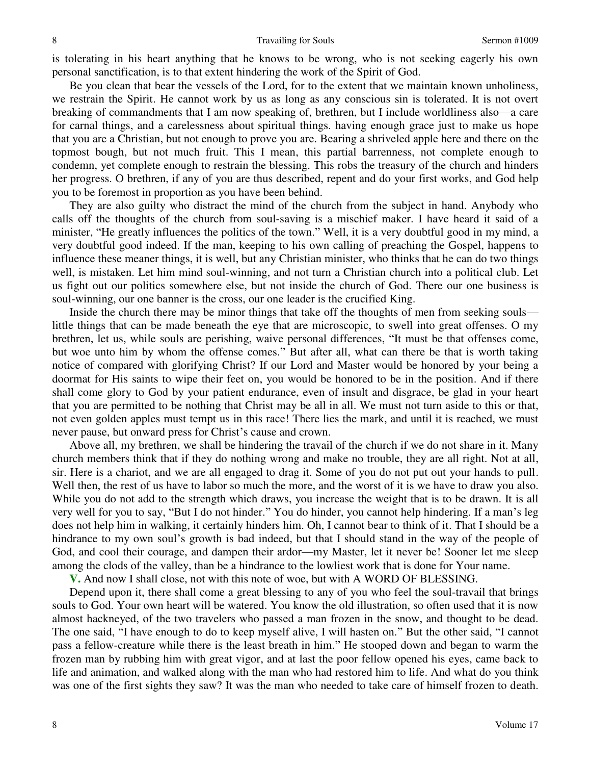is tolerating in his heart anything that he knows to be wrong, who is not seeking eagerly his own personal sanctification, is to that extent hindering the work of the Spirit of God.

Be you clean that bear the vessels of the Lord, for to the extent that we maintain known unholiness, we restrain the Spirit. He cannot work by us as long as any conscious sin is tolerated. It is not overt breaking of commandments that I am now speaking of, brethren, but I include worldliness also—a care for carnal things, and a carelessness about spiritual things. having enough grace just to make us hope that you are a Christian, but not enough to prove you are. Bearing a shriveled apple here and there on the topmost bough, but not much fruit. This I mean, this partial barrenness, not complete enough to condemn, yet complete enough to restrain the blessing. This robs the treasury of the church and hinders her progress. O brethren, if any of you are thus described, repent and do your first works, and God help you to be foremost in proportion as you have been behind.

They are also guilty who distract the mind of the church from the subject in hand. Anybody who calls off the thoughts of the church from soul-saving is a mischief maker. I have heard it said of a minister, "He greatly influences the politics of the town." Well, it is a very doubtful good in my mind, a very doubtful good indeed. If the man, keeping to his own calling of preaching the Gospel, happens to influence these meaner things, it is well, but any Christian minister, who thinks that he can do two things well, is mistaken. Let him mind soul-winning, and not turn a Christian church into a political club. Let us fight out our politics somewhere else, but not inside the church of God. There our one business is soul-winning, our one banner is the cross, our one leader is the crucified King.

Inside the church there may be minor things that take off the thoughts of men from seeking souls—little things that can be made beneath the eye that are microscopic, to swell into great offenses. O my brethren, let us, while souls are perishing, waive personal differences, "It must be that offenses come, but woe unto him by whom the offense comes." But after all, what can there be that is worth taking notice of compared with glorifying Christ? If our Lord and Master would be honored by your being a doormat for His saints to wipe their feet on, you would be honored to be in the position. And if there shall come glory to God by your patient endurance, even of insult and disgrace, be glad in your heart that you are permitted to be nothing that Christ may be all in all. We must not turn aside to this or that, not even golden apples must tempt us in this race! There lies the mark, and until it is reached, we must never pause, but onward press for Christ's cause and crown.

Above all, my brethren, we shall be hindering the travail of the church if we do not share in it. Many church members think that if they do nothing wrong and make no trouble, they are all right. Not at all, sir. Here is a chariot, and we are all engaged to drag it. Some of you do not put out your hands to pull. Well then, the rest of us have to labor so much the more, and the worst of it is we have to draw you also. While you do not add to the strength which draws, you increase the weight that is to be drawn. It is all very well for you to say, "But I do not hinder." You do hinder, you cannot help hindering. If a man's leg does not help him in walking, it certainly hinders him. Oh, I cannot bear to think of it. That I should be a hindrance to my own soul's growth is bad indeed, but that I should stand in the way of the people of God, and cool their courage, and dampen their ardor—my Master, let it never be! Sooner let me sleep among the clods of the valley, than be a hindrance to the lowliest work that is done for Your name.

**V.** And now I shall close, not with this note of woe, but with A WORD OF BLESSING.

Depend upon it, there shall come a great blessing to any of you who feel the soul-travail that brings souls to God. Your own heart will be watered. You know the old illustration, so often used that it is now almost hackneyed, of the two travelers who passed a man frozen in the snow, and thought to be dead. The one said, "I have enough to do to keep myself alive, I will hasten on." But the other said, "I cannot pass a fellow-creature while there is the least breath in him." He stooped down and began to warm the frozen man by rubbing him with great vigor, and at last the poor fellow opened his eyes, came back to life and animation, and walked along with the man who had restored him to life. And what do you think was one of the first sights they saw? It was the man who needed to take care of himself frozen to death.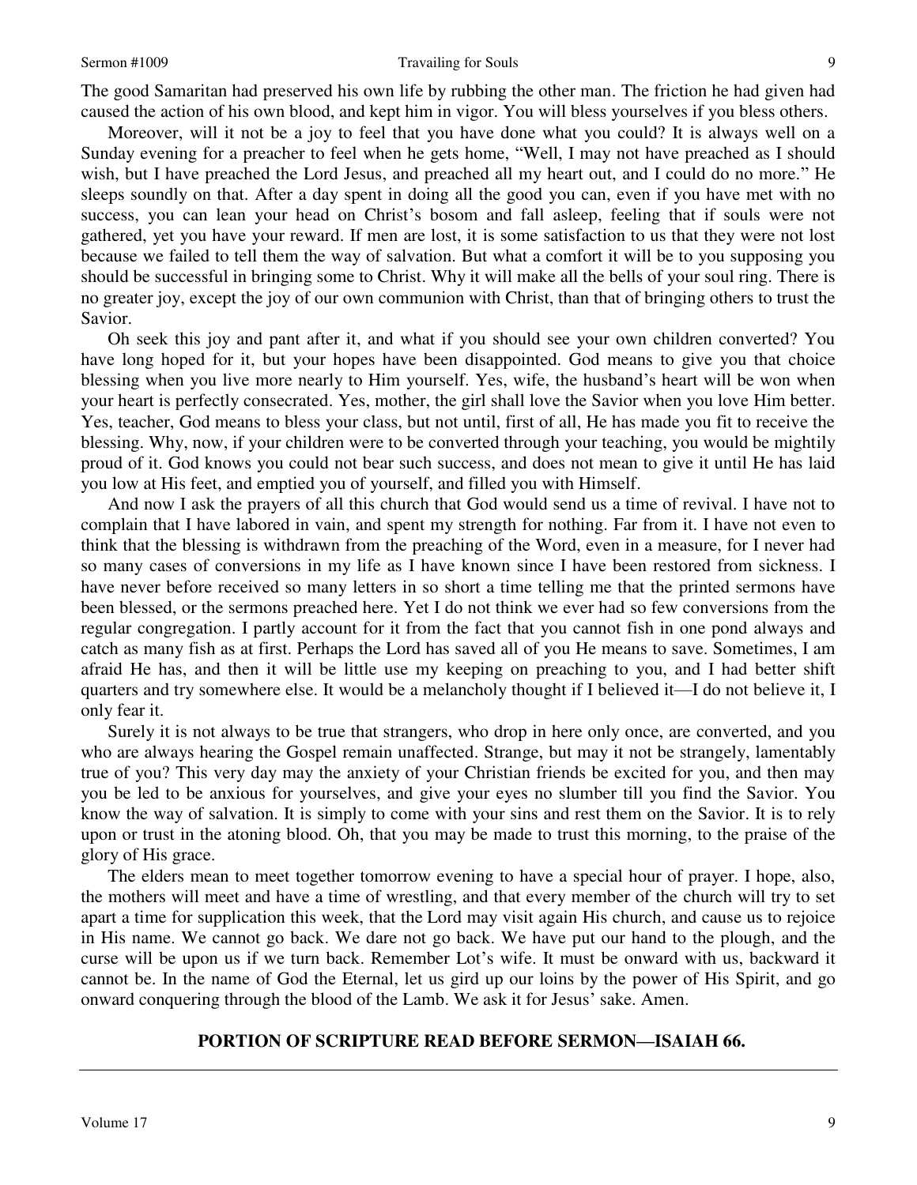The good Samaritan had preserved his own life by rubbing the other man. The friction he had given had caused the action of his own blood, and kept him in vigor. You will bless yourselves if you bless others.

Moreover, will it not be a joy to feel that you have done what you could? It is always well on a Sunday evening for a preacher to feel when he gets home, "Well, I may not have preached as I should wish, but I have preached the Lord Jesus, and preached all my heart out, and I could do no more." He sleeps soundly on that. After a day spent in doing all the good you can, even if you have met with no success, you can lean your head on Christ's bosom and fall asleep, feeling that if souls were not gathered, yet you have your reward. If men are lost, it is some satisfaction to us that they were not lost because we failed to tell them the way of salvation. But what a comfort it will be to you supposing you should be successful in bringing some to Christ. Why it will make all the bells of your soul ring. There is no greater joy, except the joy of our own communion with Christ, than that of bringing others to trust the Savior.

Oh seek this joy and pant after it, and what if you should see your own children converted? You have long hoped for it, but your hopes have been disappointed. God means to give you that choice blessing when you live more nearly to Him yourself. Yes, wife, the husband's heart will be won when your heart is perfectly consecrated. Yes, mother, the girl shall love the Savior when you love Him better. Yes, teacher, God means to bless your class, but not until, first of all, He has made you fit to receive the blessing. Why, now, if your children were to be converted through your teaching, you would be mightily proud of it. God knows you could not bear such success, and does not mean to give it until He has laid you low at His feet, and emptied you of yourself, and filled you with Himself.

And now I ask the prayers of all this church that God would send us a time of revival. I have not to complain that I have labored in vain, and spent my strength for nothing. Far from it. I have not even to think that the blessing is withdrawn from the preaching of the Word, even in a measure, for I never had so many cases of conversions in my life as I have known since I have been restored from sickness. I have never before received so many letters in so short a time telling me that the printed sermons have been blessed, or the sermons preached here. Yet I do not think we ever had so few conversions from the regular congregation. I partly account for it from the fact that you cannot fish in one pond always and catch as many fish as at first. Perhaps the Lord has saved all of you He means to save. Sometimes, I am afraid He has, and then it will be little use my keeping on preaching to you, and I had better shift quarters and try somewhere else. It would be a melancholy thought if I believed it—I do not believe it, I only fear it.

Surely it is not always to be true that strangers, who drop in here only once, are converted, and you who are always hearing the Gospel remain unaffected. Strange, but may it not be strangely, lamentably true of you? This very day may the anxiety of your Christian friends be excited for you, and then may you be led to be anxious for yourselves, and give your eyes no slumber till you find the Savior. You know the way of salvation. It is simply to come with your sins and rest them on the Savior. It is to rely upon or trust in the atoning blood. Oh, that you may be made to trust this morning, to the praise of the glory of His grace.

The elders mean to meet together tomorrow evening to have a special hour of prayer. I hope, also, the mothers will meet and have a time of wrestling, and that every member of the church will try to set apart a time for supplication this week, that the Lord may visit again His church, and cause us to rejoice in His name. We cannot go back. We dare not go back. We have put our hand to the plough, and the curse will be upon us if we turn back. Remember Lot's wife. It must be onward with us, backward it cannot be. In the name of God the Eternal, let us gird up our loins by the power of His Spirit, and go onward conquering through the blood of the Lamb. We ask it for Jesus' sake. Amen.

## PORTION OF SCRIPTURE READ BEFORE SERMON—ISAIAH 66.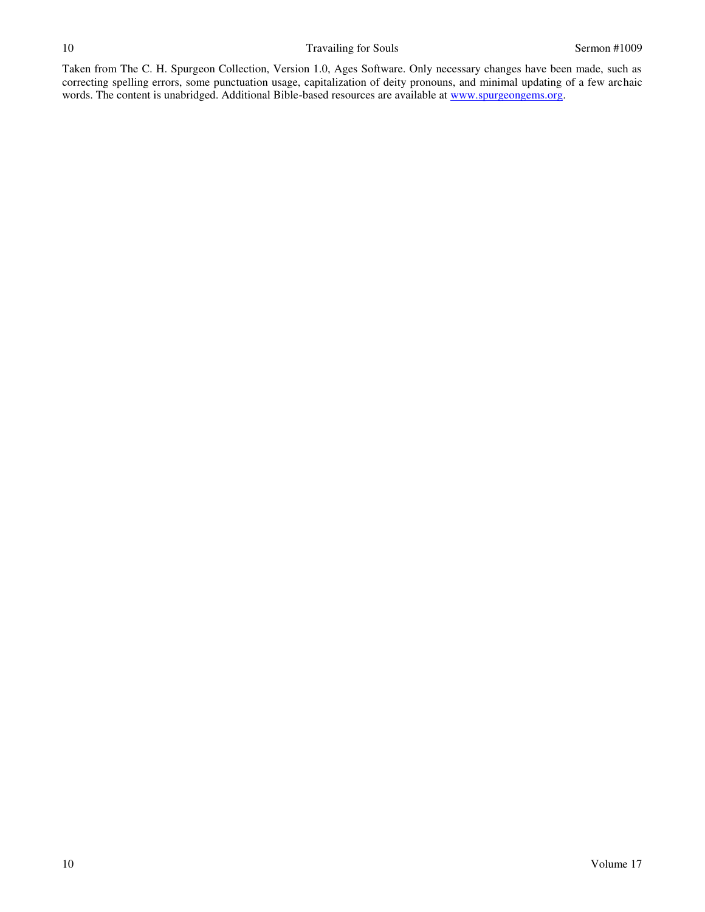Taken from The C. H. Spurgeon Collection, Version 1.0, Ages Software. Only necessary changes have been made, such as correcting spelling errors, some punctuation usage, capitalization of deity pronouns, and minimal updating of a few archaic words. The content is unabridged. Additional Bible-based resources are available at [www.spurgeongems.org](http://www.spurgeongems.org).